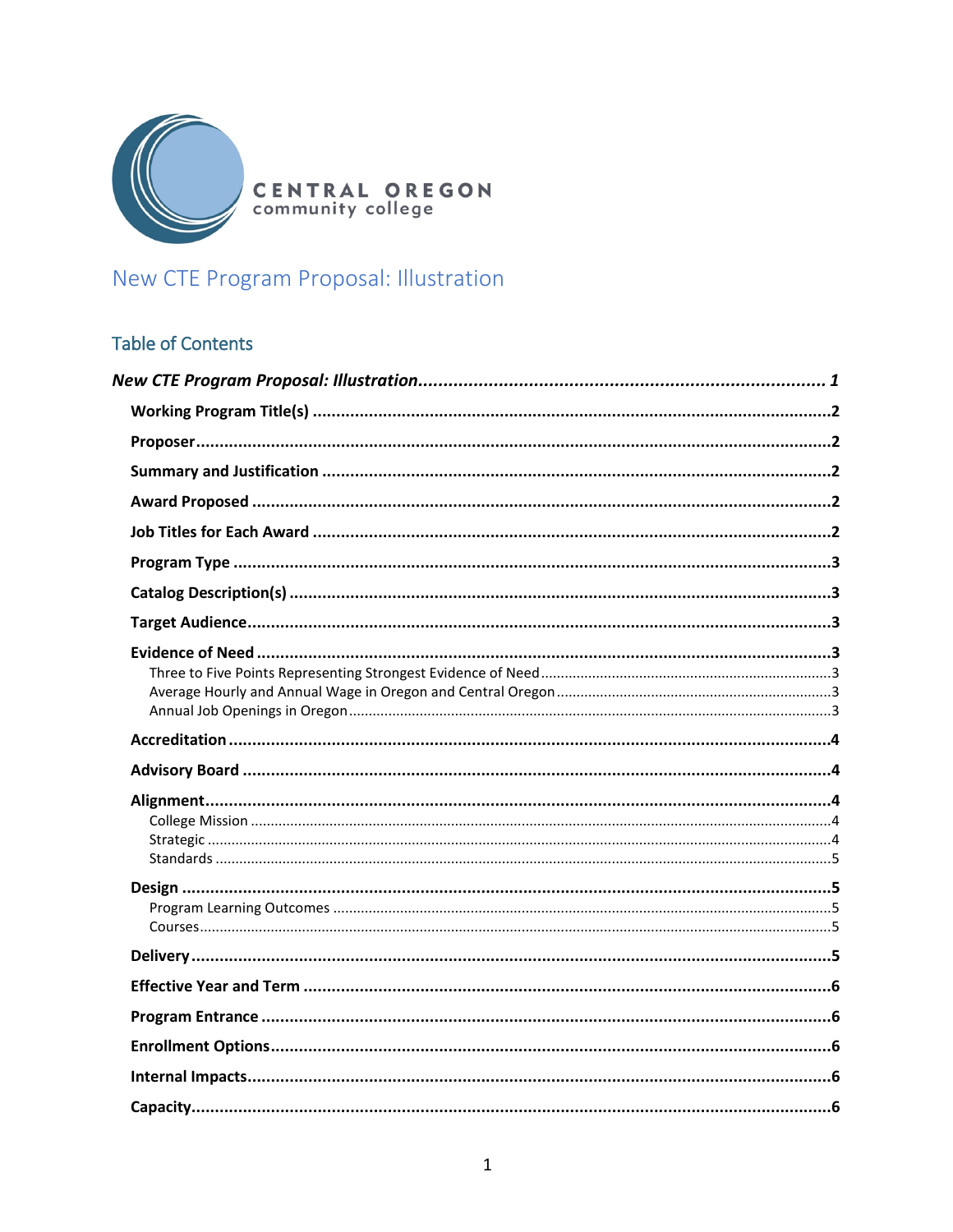CENTRAL OREGON
community college

# New CTE Program Proposal: Illustration

## Table of Contents

*New CTE Program Proposal: Illustration* ........ *1*

- **Working Program Title(s)** ........ **2**
- **Proposer** ........ **2**
- **Summary and Justification** ........ **2**
- **Award Proposed** ........ **2**
- **Job Titles for Each Award** ........ **2**
- **Program Type** ........ **3**
- **Catalog Description(s)** ........ **3**
- **Target Audience** ........ **3**
- **Evidence of Need** ........ **3**
  - Three to Five Points Representing Strongest Evidence of Need ........ 3
  - Average Hourly and Annual Wage in Oregon and Central Oregon ........ 3
  - Annual Job Openings in Oregon ........ 3
- **Accreditation** ........ **4**
- **Advisory Board** ........ **4**
- **Alignment** ........ **4**
  - College Mission ........ 4
  - Strategic ........ 4
  - Standards ........ 5
- **Design** ........ **5**
  - Program Learning Outcomes ........ 5
  - Courses ........ 5
- **Delivery** ........ **5**
- **Effective Year and Term** ........ **6**
- **Program Entrance** ........ **6**
- **Enrollment Options** ........ **6**
- **Internal Impacts** ........ **6**
- **Capacity** ........ **6**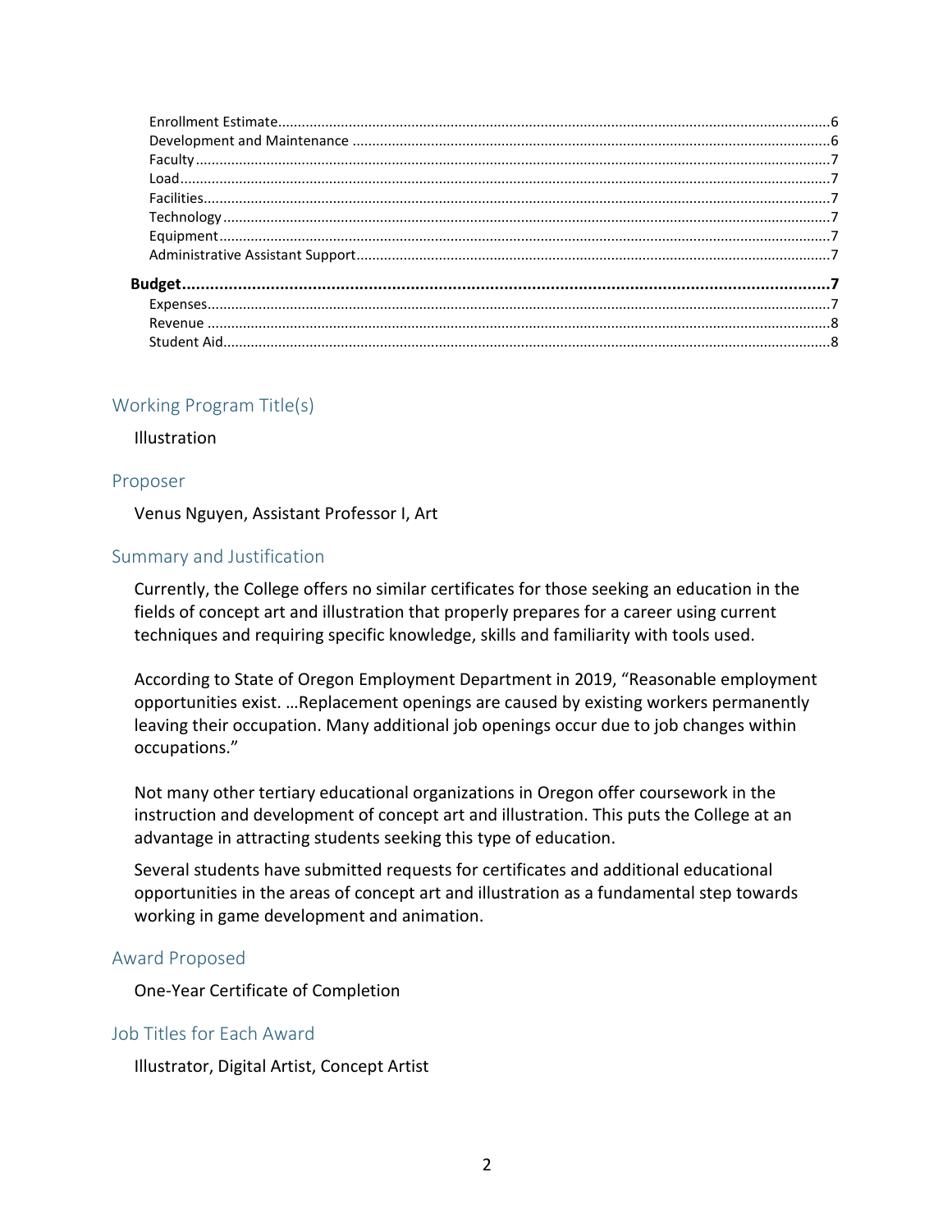Enrollment Estimate......6
Development and Maintenance......6
Faculty......7
Load......7
Facilities......7
Technology......7
Equipment......7
Administrative Assistant Support......7

**Budget......7**
Expenses......7
Revenue......8
Student Aid......8

## Working Program Title(s)

Illustration

## Proposer

Venus Nguyen, Assistant Professor I, Art

## Summary and Justification

Currently, the College offers no similar certificates for those seeking an education in the fields of concept art and illustration that properly prepares for a career using current techniques and requiring specific knowledge, skills and familiarity with tools used.

According to State of Oregon Employment Department in 2019, "Reasonable employment opportunities exist. …Replacement openings are caused by existing workers permanently leaving their occupation. Many additional job openings occur due to job changes within occupations."

Not many other tertiary educational organizations in Oregon offer coursework in the instruction and development of concept art and illustration. This puts the College at an advantage in attracting students seeking this type of education.

Several students have submitted requests for certificates and additional educational opportunities in the areas of concept art and illustration as a fundamental step towards working in game development and animation.

## Award Proposed

One-Year Certificate of Completion

## Job Titles for Each Award

Illustrator, Digital Artist, Concept Artist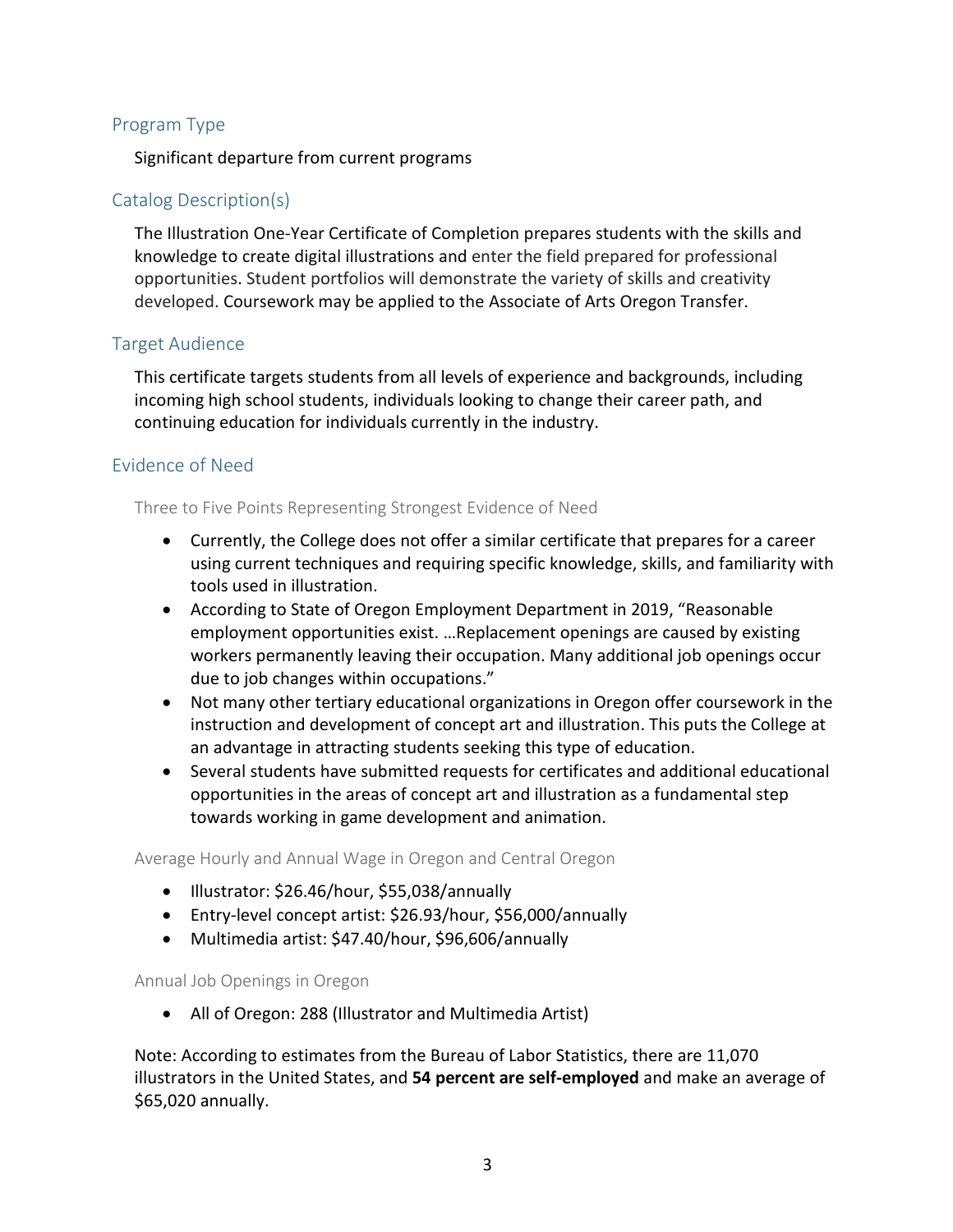## Program Type

Significant departure from current programs

## Catalog Description(s)

The Illustration One-Year Certificate of Completion prepares students with the skills and knowledge to create digital illustrations and enter the field prepared for professional opportunities. Student portfolios will demonstrate the variety of skills and creativity developed. Coursework may be applied to the Associate of Arts Oregon Transfer.

## Target Audience

This certificate targets students from all levels of experience and backgrounds, including incoming high school students, individuals looking to change their career path, and continuing education for individuals currently in the industry.

## Evidence of Need

### Three to Five Points Representing Strongest Evidence of Need

- Currently, the College does not offer a similar certificate that prepares for a career using current techniques and requiring specific knowledge, skills, and familiarity with tools used in illustration.
- According to State of Oregon Employment Department in 2019, "Reasonable employment opportunities exist. …Replacement openings are caused by existing workers permanently leaving their occupation. Many additional job openings occur due to job changes within occupations."
- Not many other tertiary educational organizations in Oregon offer coursework in the instruction and development of concept art and illustration. This puts the College at an advantage in attracting students seeking this type of education.
- Several students have submitted requests for certificates and additional educational opportunities in the areas of concept art and illustration as a fundamental step towards working in game development and animation.

### Average Hourly and Annual Wage in Oregon and Central Oregon

- Illustrator: $26.46/hour, $55,038/annually
- Entry-level concept artist: $26.93/hour, $56,000/annually
- Multimedia artist: $47.40/hour, $96,606/annually

### Annual Job Openings in Oregon

- All of Oregon: 288 (Illustrator and Multimedia Artist)

Note: According to estimates from the Bureau of Labor Statistics, there are 11,070 illustrators in the United States, and **54 percent are self-employed** and make an average of $65,020 annually.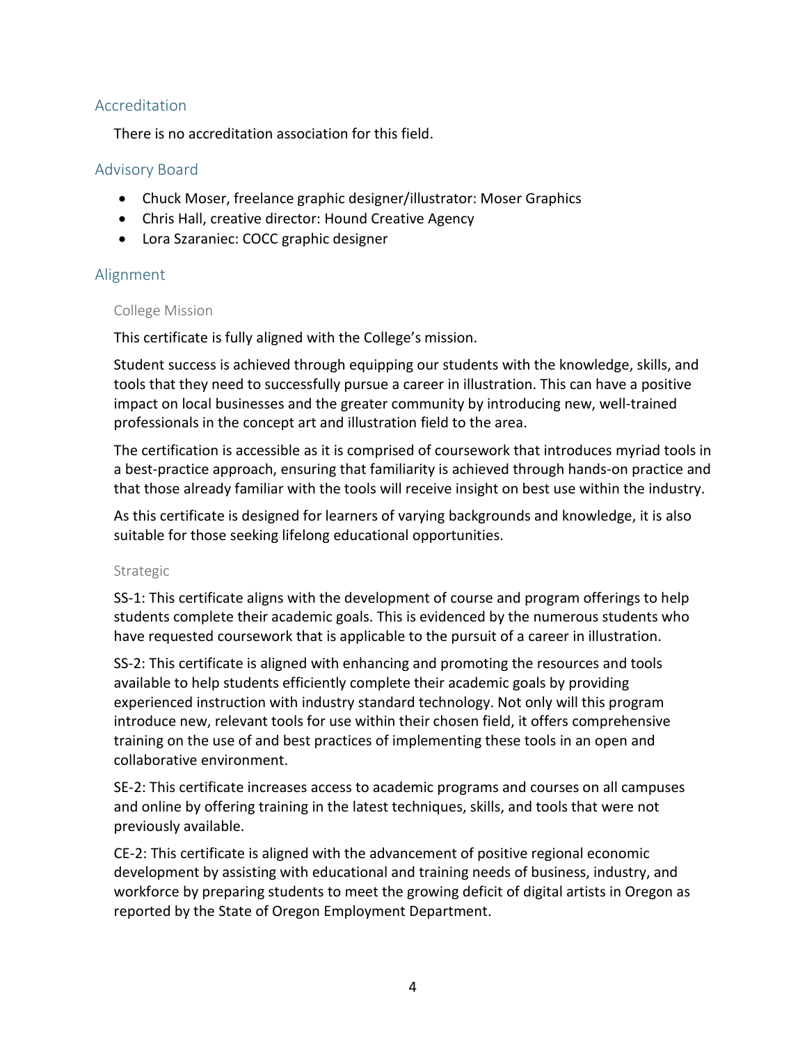## Accreditation

There is no accreditation association for this field.

## Advisory Board

- Chuck Moser, freelance graphic designer/illustrator: Moser Graphics
- Chris Hall, creative director: Hound Creative Agency
- Lora Szaraniec: COCC graphic designer

## Alignment

### College Mission

This certificate is fully aligned with the College's mission.

Student success is achieved through equipping our students with the knowledge, skills, and tools that they need to successfully pursue a career in illustration. This can have a positive impact on local businesses and the greater community by introducing new, well-trained professionals in the concept art and illustration field to the area.

The certification is accessible as it is comprised of coursework that introduces myriad tools in a best-practice approach, ensuring that familiarity is achieved through hands-on practice and that those already familiar with the tools will receive insight on best use within the industry.

As this certificate is designed for learners of varying backgrounds and knowledge, it is also suitable for those seeking lifelong educational opportunities.

### Strategic

SS-1: This certificate aligns with the development of course and program offerings to help students complete their academic goals. This is evidenced by the numerous students who have requested coursework that is applicable to the pursuit of a career in illustration.

SS-2: This certificate is aligned with enhancing and promoting the resources and tools available to help students efficiently complete their academic goals by providing experienced instruction with industry standard technology. Not only will this program introduce new, relevant tools for use within their chosen field, it offers comprehensive training on the use of and best practices of implementing these tools in an open and collaborative environment.

SE-2: This certificate increases access to academic programs and courses on all campuses and online by offering training in the latest techniques, skills, and tools that were not previously available.

CE-2: This certificate is aligned with the advancement of positive regional economic development by assisting with educational and training needs of business, industry, and workforce by preparing students to meet the growing deficit of digital artists in Oregon as reported by the State of Oregon Employment Department.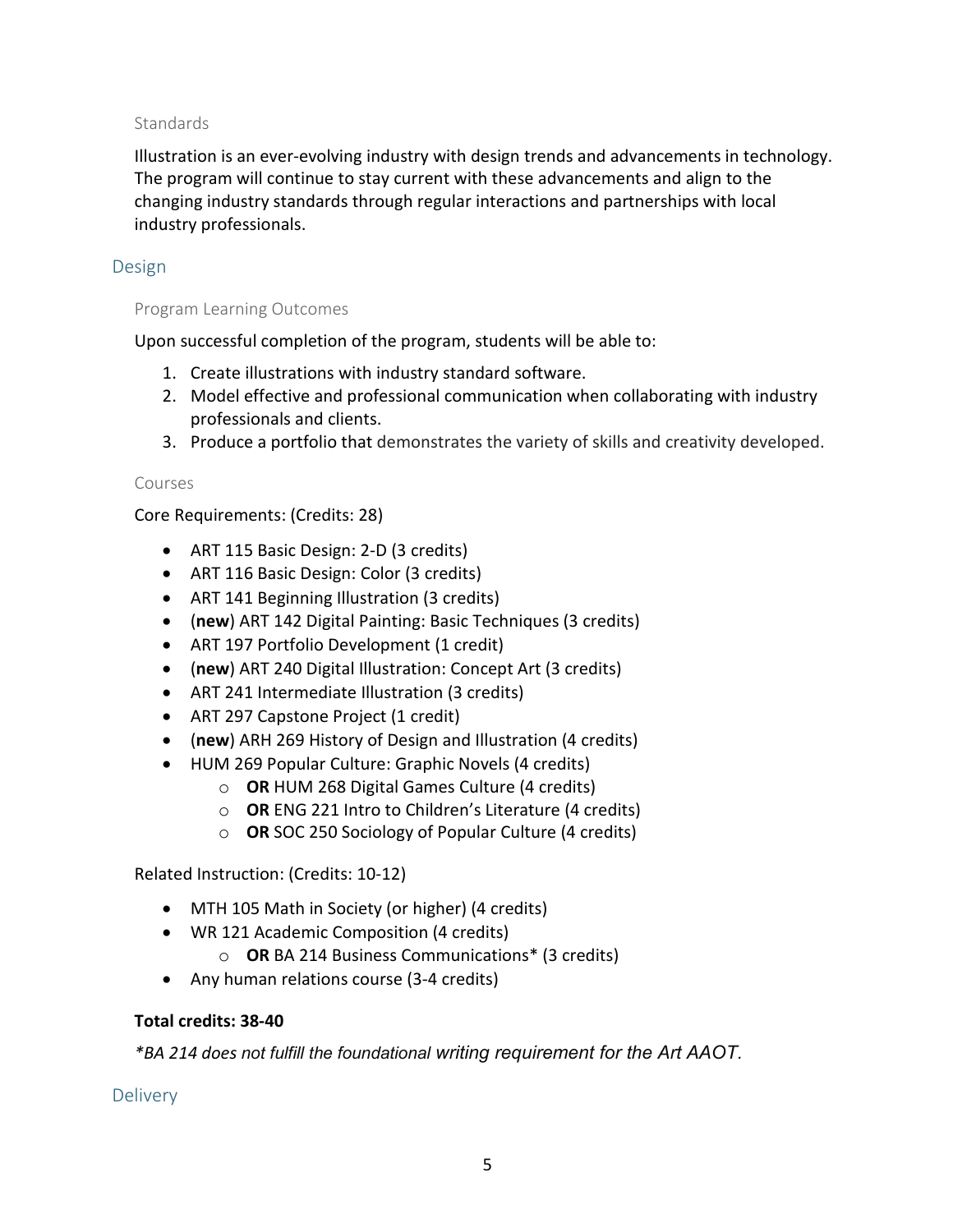### Standards

Illustration is an ever-evolving industry with design trends and advancements in technology. The program will continue to stay current with these advancements and align to the changing industry standards through regular interactions and partnerships with local industry professionals.

## Design

### Program Learning Outcomes

Upon successful completion of the program, students will be able to:

1. Create illustrations with industry standard software.
2. Model effective and professional communication when collaborating with industry professionals and clients.
3. Produce a portfolio that demonstrates the variety of skills and creativity developed.

### Courses

Core Requirements: (Credits: 28)

- ART 115 Basic Design: 2-D (3 credits)
- ART 116 Basic Design: Color (3 credits)
- ART 141 Beginning Illustration (3 credits)
- (**new**) ART 142 Digital Painting: Basic Techniques (3 credits)
- ART 197 Portfolio Development (1 credit)
- (**new**) ART 240 Digital Illustration: Concept Art (3 credits)
- ART 241 Intermediate Illustration (3 credits)
- ART 297 Capstone Project (1 credit)
- (**new**) ARH 269 History of Design and Illustration (4 credits)
- HUM 269 Popular Culture: Graphic Novels (4 credits)
  - **OR** HUM 268 Digital Games Culture (4 credits)
  - **OR** ENG 221 Intro to Children's Literature (4 credits)
  - **OR** SOC 250 Sociology of Popular Culture (4 credits)

Related Instruction: (Credits: 10-12)

- MTH 105 Math in Society (or higher) (4 credits)
- WR 121 Academic Composition (4 credits)
  - **OR** BA 214 Business Communications* (3 credits)
- Any human relations course (3-4 credits)

**Total credits: 38-40**

*\*BA 214 does not fulfill the foundational writing requirement for the Art AAOT.*

## Delivery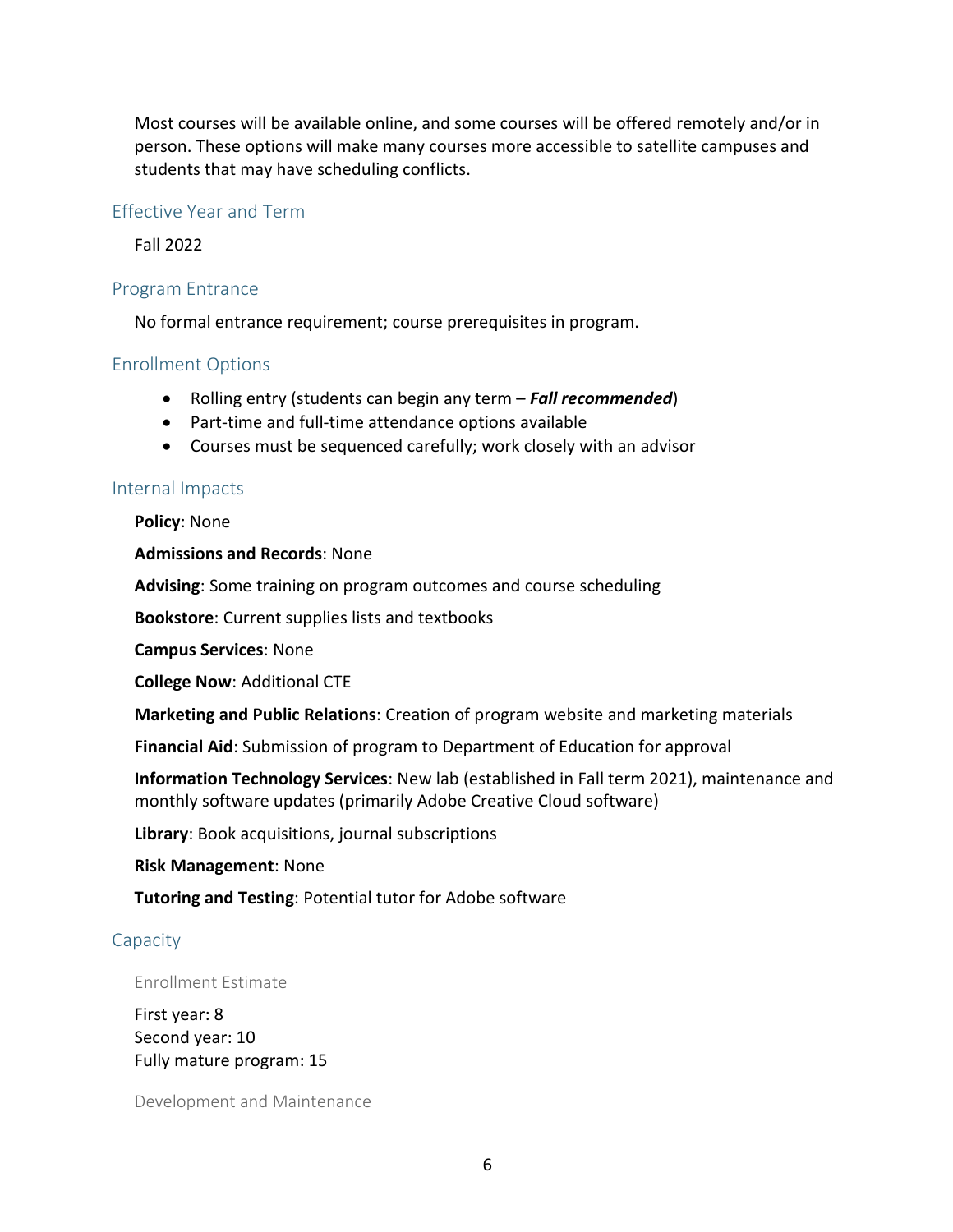Most courses will be available online, and some courses will be offered remotely and/or in person. These options will make many courses more accessible to satellite campuses and students that may have scheduling conflicts.

## Effective Year and Term

Fall 2022

## Program Entrance

No formal entrance requirement; course prerequisites in program.

## Enrollment Options

- Rolling entry (students can begin any term – ***Fall recommended***)
- Part-time and full-time attendance options available
- Courses must be sequenced carefully; work closely with an advisor

## Internal Impacts

**Policy**: None

**Admissions and Records**: None

**Advising**: Some training on program outcomes and course scheduling

**Bookstore**: Current supplies lists and textbooks

**Campus Services**: None

**College Now**: Additional CTE

**Marketing and Public Relations**: Creation of program website and marketing materials

**Financial Aid**: Submission of program to Department of Education for approval

**Information Technology Services**: New lab (established in Fall term 2021), maintenance and monthly software updates (primarily Adobe Creative Cloud software)

**Library**: Book acquisitions, journal subscriptions

**Risk Management**: None

**Tutoring and Testing**: Potential tutor for Adobe software

## Capacity

### Enrollment Estimate

First year: 8
Second year: 10
Fully mature program: 15

### Development and Maintenance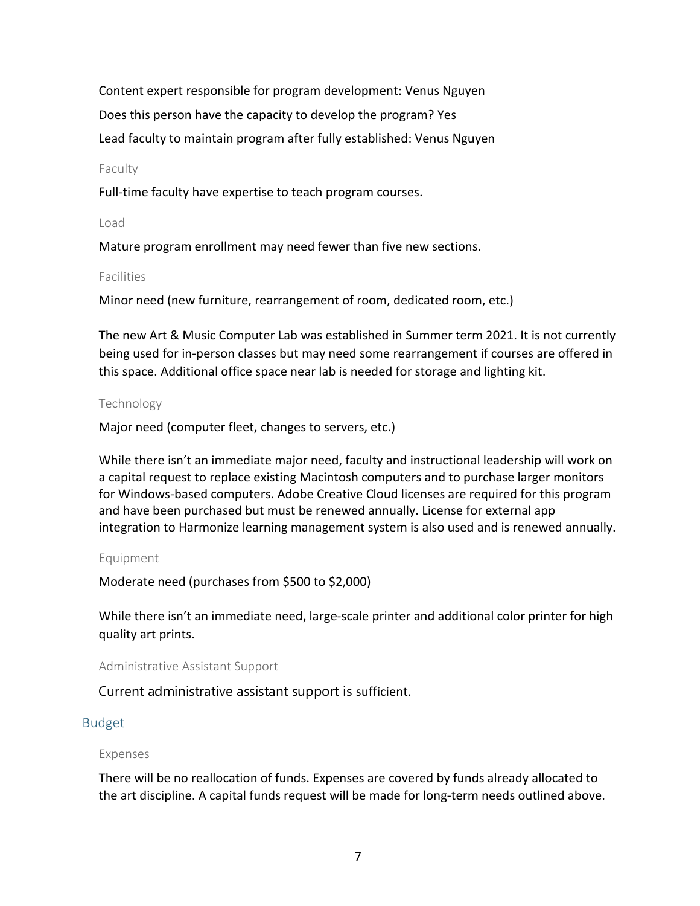Content expert responsible for program development: Venus Nguyen

Does this person have the capacity to develop the program? Yes

Lead faculty to maintain program after fully established: Venus Nguyen

#### Faculty

Full-time faculty have expertise to teach program courses.

#### Load

Mature program enrollment may need fewer than five new sections.

#### Facilities

Minor need (new furniture, rearrangement of room, dedicated room, etc.)

The new Art & Music Computer Lab was established in Summer term 2021. It is not currently being used for in-person classes but may need some rearrangement if courses are offered in this space. Additional office space near lab is needed for storage and lighting kit.

#### Technology

Major need (computer fleet, changes to servers, etc.)

While there isn't an immediate major need, faculty and instructional leadership will work on a capital request to replace existing Macintosh computers and to purchase larger monitors for Windows-based computers. Adobe Creative Cloud licenses are required for this program and have been purchased but must be renewed annually. License for external app integration to Harmonize learning management system is also used and is renewed annually.

#### Equipment

Moderate need (purchases from $500 to $2,000)

While there isn't an immediate need, large-scale printer and additional color printer for high quality art prints.

#### Administrative Assistant Support

Current administrative assistant support is sufficient.

### Budget

#### Expenses

There will be no reallocation of funds. Expenses are covered by funds already allocated to the art discipline. A capital funds request will be made for long-term needs outlined above.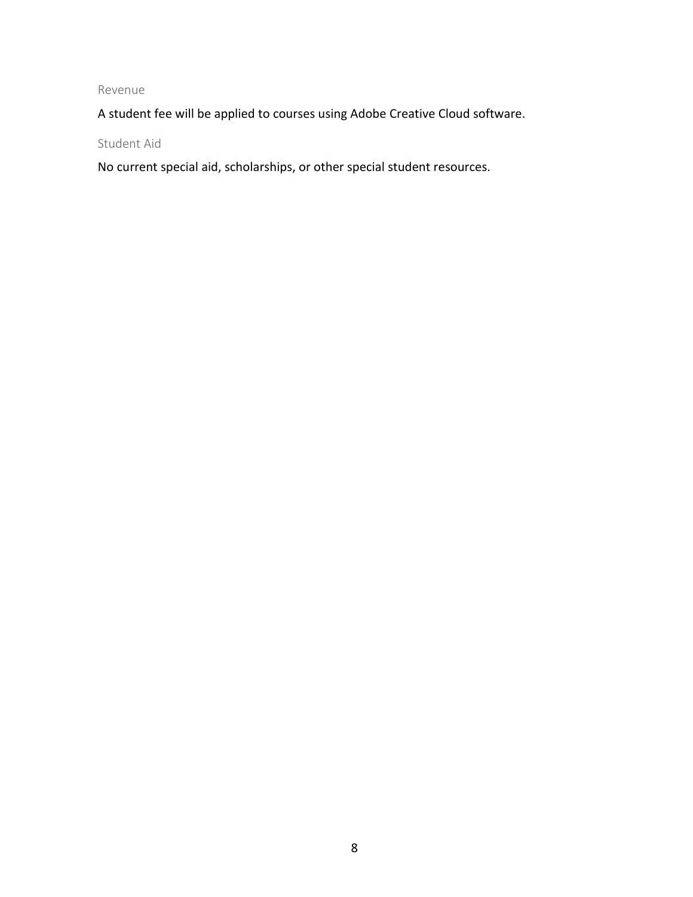### Revenue

A student fee will be applied to courses using Adobe Creative Cloud software.

### Student Aid

No current special aid, scholarships, or other special student resources.